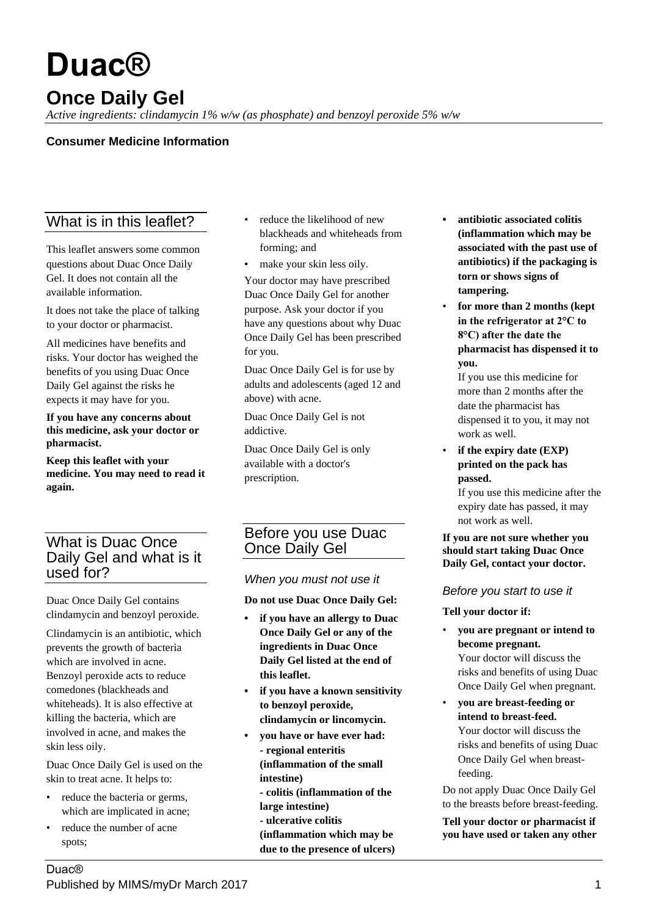# Duac®

## Once Daily Gel

*Active ingredients: clindamycin 1% w/w (as phosphate) and benzoyl peroxide 5% w/w*

**Consumer Medicine Information**

## What is in this leaflet?

This leaflet answers some common questions about Duac Once Daily Gel. It does not contain all the available information.

It does not take the place of talking to your doctor or pharmacist.

All medicines have benefits and risks. Your doctor has weighed the benefits of you using Duac Once Daily Gel against the risks he expects it may have for you.

**If you have any concerns about this medicine, ask your doctor or pharmacist.**

**Keep this leaflet with your medicine. You may need to read it again.**

## What is Duac Once Daily Gel and what is it used for?

Duac Once Daily Gel contains clindamycin and benzoyl peroxide.

Clindamycin is an antibiotic, which prevents the growth of bacteria which are involved in acne. Benzoyl peroxide acts to reduce comedones (blackheads and whiteheads). It is also effective at killing the bacteria, which are involved in acne, and makes the skin less oily.

Duac Once Daily Gel is used on the skin to treat acne. It helps to:

- reduce the bacteria or germs, which are implicated in acne;
- reduce the number of acne spots;
- reduce the likelihood of new blackheads and whiteheads from forming; and
- make your skin less oily.

Your doctor may have prescribed Duac Once Daily Gel for another purpose. Ask your doctor if you have any questions about why Duac Once Daily Gel has been prescribed for you.

Duac Once Daily Gel is for use by adults and adolescents (aged 12 and above) with acne.

Duac Once Daily Gel is not addictive.

Duac Once Daily Gel is only available with a doctor's prescription.

## Before you use Duac Once Daily Gel

### When you must not use it

**Do not use Duac Once Daily Gel:**

- **if you have an allergy to Duac Once Daily Gel or any of the ingredients in Duac Once Daily Gel listed at the end of this leaflet.**
- **if you have a known sensitivity to benzoyl peroxide, clindamycin or lincomycin.**
- **you have or have ever had:**
  **- regional enteritis (inflammation of the small intestine)**
  **- colitis (inflammation of the large intestine)**
  **- ulcerative colitis (inflammation which may be due to the presence of ulcers)**
- **antibiotic associated colitis (inflammation which may be associated with the past use of antibiotics) if the packaging is torn or shows signs of tampering.**
- **for more than 2 months (kept in the refrigerator at 2°C to 8°C) after the date the pharmacist has dispensed it to you.**
  If you use this medicine for more than 2 months after the date the pharmacist has dispensed it to you, it may not work as well.
- **if the expiry date (EXP) printed on the pack has passed.**
  If you use this medicine after the expiry date has passed, it may not work as well.

**If you are not sure whether you should start taking Duac Once Daily Gel, contact your doctor.**

### Before you start to use it

**Tell your doctor if:**

- **you are pregnant or intend to become pregnant.**
  Your doctor will discuss the risks and benefits of using Duac Once Daily Gel when pregnant.
- **you are breast-feeding or intend to breast-feed.**
  Your doctor will discuss the risks and benefits of using Duac Once Daily Gel when breast-feeding.

Do not apply Duac Once Daily Gel to the breasts before breast-feeding.

**Tell your doctor or pharmacist if you have used or taken any other**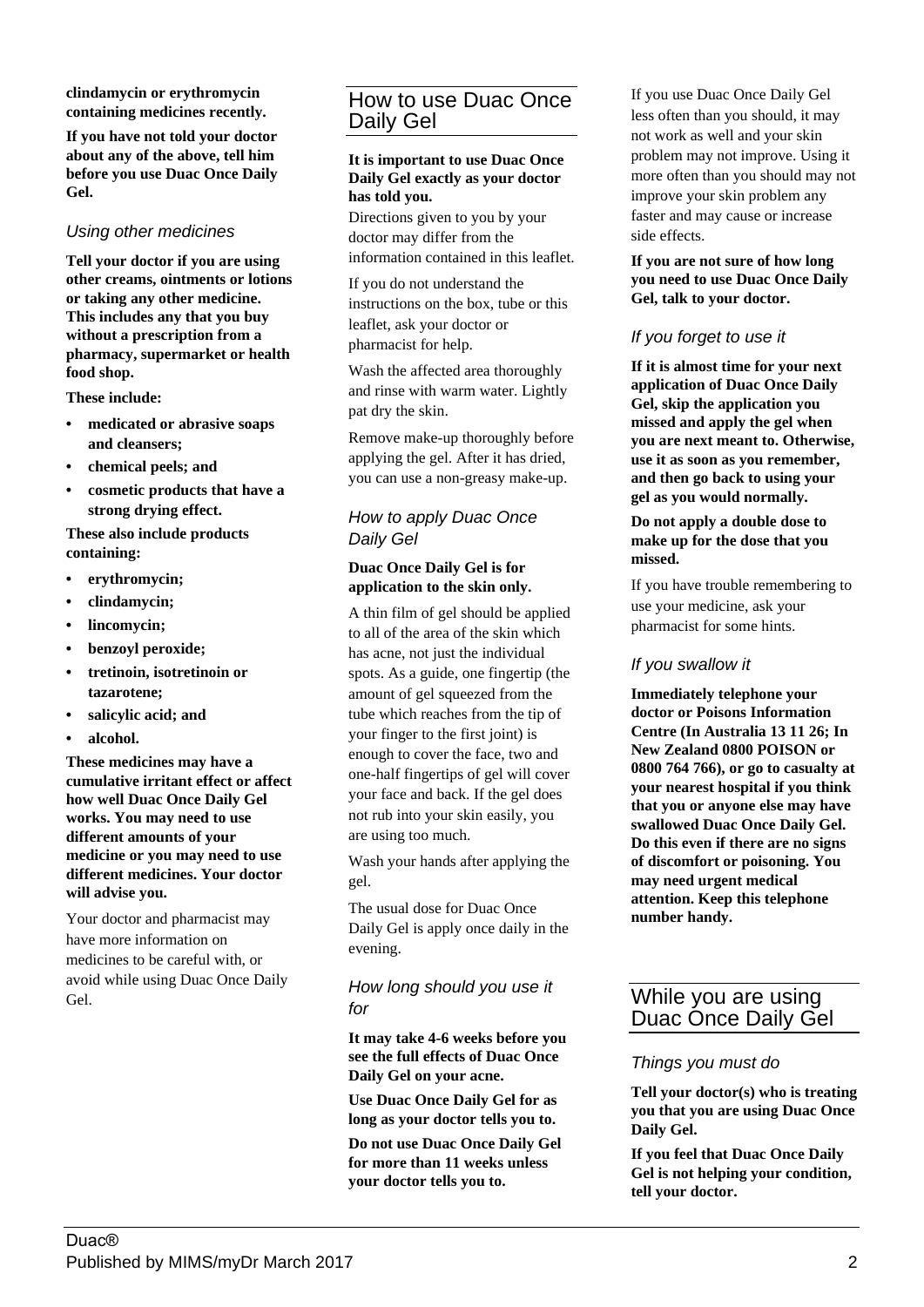**clindamycin or erythromycin containing medicines recently.**

**If you have not told your doctor about any of the above, tell him before you use Duac Once Daily Gel.**

### *Using other medicines*

**Tell your doctor if you are using other creams, ointments or lotions or taking any other medicine. This includes any that you buy without a prescription from a pharmacy, supermarket or health food shop.**

**These include:**

- **medicated or abrasive soaps and cleansers;**
- **chemical peels; and**
- **cosmetic products that have a strong drying effect.**

**These also include products containing:**

- **erythromycin;**
- **clindamycin;**
- **lincomycin;**
- **benzoyl peroxide;**
- **tretinoin, isotretinoin or tazarotene;**
- **salicylic acid; and**
- **alcohol.**

**These medicines may have a cumulative irritant effect or affect how well Duac Once Daily Gel works. You may need to use different amounts of your medicine or you may need to use different medicines. Your doctor will advise you.**

Your doctor and pharmacist may have more information on medicines to be careful with, or avoid while using Duac Once Daily Gel.

## How to use Duac Once Daily Gel

**It is important to use Duac Once Daily Gel exactly as your doctor has told you.**

Directions given to you by your doctor may differ from the information contained in this leaflet.

If you do not understand the instructions on the box, tube or this leaflet, ask your doctor or pharmacist for help.

Wash the affected area thoroughly and rinse with warm water. Lightly pat dry the skin.

Remove make-up thoroughly before applying the gel. After it has dried, you can use a non-greasy make-up.

### *How to apply Duac Once Daily Gel*

**Duac Once Daily Gel is for application to the skin only.**

A thin film of gel should be applied to all of the area of the skin which has acne, not just the individual spots. As a guide, one fingertip (the amount of gel squeezed from the tube which reaches from the tip of your finger to the first joint) is enough to cover the face, two and one-half fingertips of gel will cover your face and back. If the gel does not rub into your skin easily, you are using too much.

Wash your hands after applying the gel.

The usual dose for Duac Once Daily Gel is apply once daily in the evening.

### *How long should you use it for*

**It may take 4-6 weeks before you see the full effects of Duac Once Daily Gel on your acne.**

**Use Duac Once Daily Gel for as long as your doctor tells you to.**

**Do not use Duac Once Daily Gel for more than 11 weeks unless your doctor tells you to.**

If you use Duac Once Daily Gel less often than you should, it may not work as well and your skin problem may not improve. Using it more often than you should may not improve your skin problem any faster and may cause or increase side effects.

**If you are not sure of how long you need to use Duac Once Daily Gel, talk to your doctor.**

### *If you forget to use it*

**If it is almost time for your next application of Duac Once Daily Gel, skip the application you missed and apply the gel when you are next meant to. Otherwise, use it as soon as you remember, and then go back to using your gel as you would normally.**

**Do not apply a double dose to make up for the dose that you missed.**

If you have trouble remembering to use your medicine, ask your pharmacist for some hints.

### *If you swallow it*

**Immediately telephone your doctor or Poisons Information Centre (In Australia 13 11 26; In New Zealand 0800 POISON or 0800 764 766), or go to casualty at your nearest hospital if you think that you or anyone else may have swallowed Duac Once Daily Gel. Do this even if there are no signs of discomfort or poisoning. You may need urgent medical attention. Keep this telephone number handy.**

## While you are using Duac Once Daily Gel

### *Things you must do*

**Tell your doctor(s) who is treating you that you are using Duac Once Daily Gel.**

**If you feel that Duac Once Daily Gel is not helping your condition, tell your doctor.**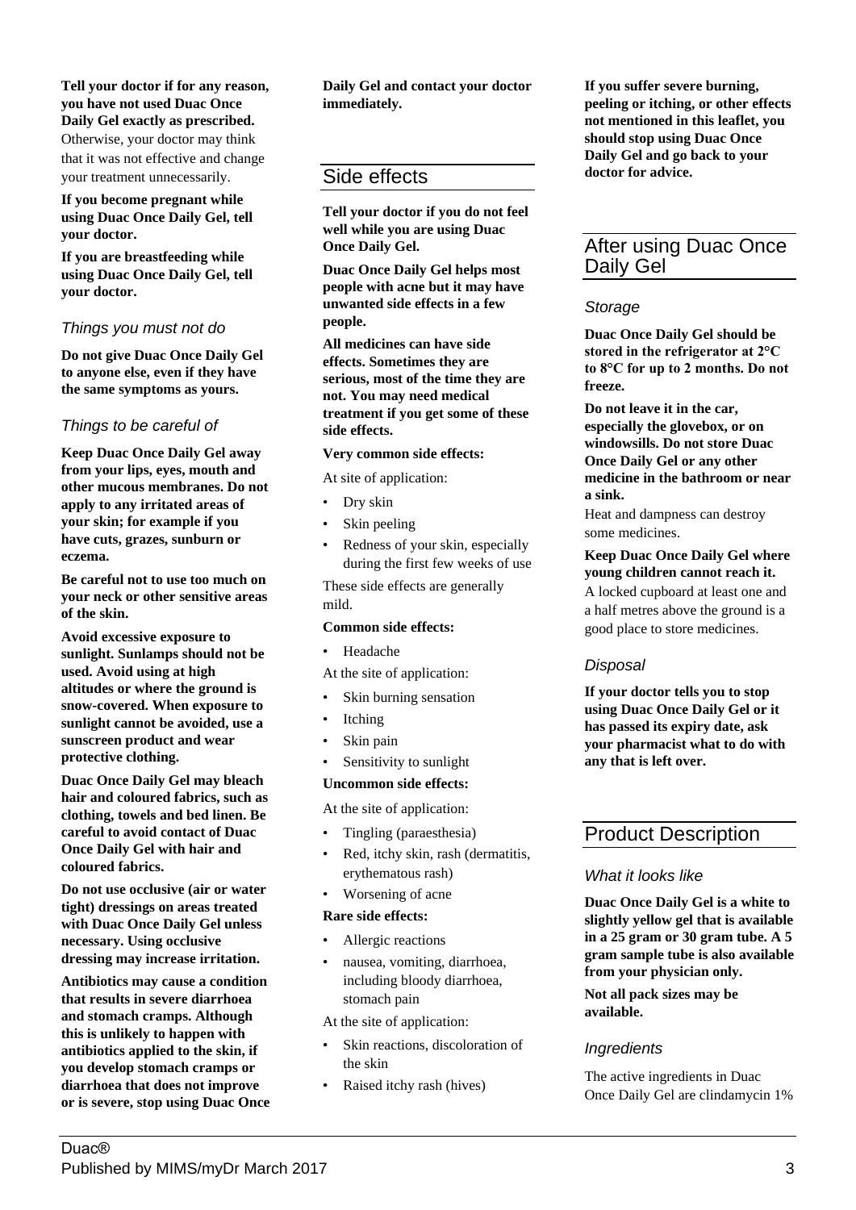**Tell your doctor if for any reason, you have not used Duac Once Daily Gel exactly as prescribed.**
Otherwise, your doctor may think that it was not effective and change your treatment unnecessarily.

**If you become pregnant while using Duac Once Daily Gel, tell your doctor.**

**If you are breastfeeding while using Duac Once Daily Gel, tell your doctor.**

### *Things you must not do*

**Do not give Duac Once Daily Gel to anyone else, even if they have the same symptoms as yours.**

### *Things to be careful of*

**Keep Duac Once Daily Gel away from your lips, eyes, mouth and other mucous membranes. Do not apply to any irritated areas of your skin; for example if you have cuts, grazes, sunburn or eczema.**

**Be careful not to use too much on your neck or other sensitive areas of the skin.**

**Avoid excessive exposure to sunlight. Sunlamps should not be used. Avoid using at high altitudes or where the ground is snow-covered. When exposure to sunlight cannot be avoided, use a sunscreen product and wear protective clothing.**

**Duac Once Daily Gel may bleach hair and coloured fabrics, such as clothing, towels and bed linen. Be careful to avoid contact of Duac Once Daily Gel with hair and coloured fabrics.**

**Do not use occlusive (air or water tight) dressings on areas treated with Duac Once Daily Gel unless necessary. Using occlusive dressing may increase irritation.**

**Antibiotics may cause a condition that results in severe diarrhoea and stomach cramps. Although this is unlikely to happen with antibiotics applied to the skin, if you develop stomach cramps or diarrhoea that does not improve or is severe, stop using Duac Once Daily Gel and contact your doctor immediately.**

## Side effects

**Tell your doctor if you do not feel well while you are using Duac Once Daily Gel.**

**Duac Once Daily Gel helps most people with acne but it may have unwanted side effects in a few people.**

**All medicines can have side effects. Sometimes they are serious, most of the time they are not. You may need medical treatment if you get some of these side effects.**

**Very common side effects:**

At site of application:

- Dry skin
- Skin peeling
- Redness of your skin, especially during the first few weeks of use

These side effects are generally mild.

**Common side effects:**

- Headache

At the site of application:

- Skin burning sensation
- Itching
- Skin pain
- Sensitivity to sunlight

**Uncommon side effects:**

At the site of application:

- Tingling (paraesthesia)
- Red, itchy skin, rash (dermatitis, erythematous rash)
- Worsening of acne

**Rare side effects:**

- Allergic reactions
- nausea, vomiting, diarrhoea, including bloody diarrhoea, stomach pain

At the site of application:

- Skin reactions, discoloration of the skin
- Raised itchy rash (hives)

**If you suffer severe burning, peeling or itching, or other effects not mentioned in this leaflet, you should stop using Duac Once Daily Gel and go back to your doctor for advice.**

## After using Duac Once Daily Gel

### *Storage*

**Duac Once Daily Gel should be stored in the refrigerator at 2°C to 8°C for up to 2 months. Do not freeze.**

**Do not leave it in the car, especially the glovebox, or on windowsills. Do not store Duac Once Daily Gel or any other medicine in the bathroom or near a sink.**
Heat and dampness can destroy some medicines.

**Keep Duac Once Daily Gel where young children cannot reach it.**
A locked cupboard at least one and a half metres above the ground is a good place to store medicines.

### *Disposal*

**If your doctor tells you to stop using Duac Once Daily Gel or it has passed its expiry date, ask your pharmacist what to do with any that is left over.**

## Product Description

### *What it looks like*

**Duac Once Daily Gel is a white to slightly yellow gel that is available in a 25 gram or 30 gram tube. A 5 gram sample tube is also available from your physician only.**

**Not all pack sizes may be available.**

### *Ingredients*

The active ingredients in Duac Once Daily Gel are clindamycin 1%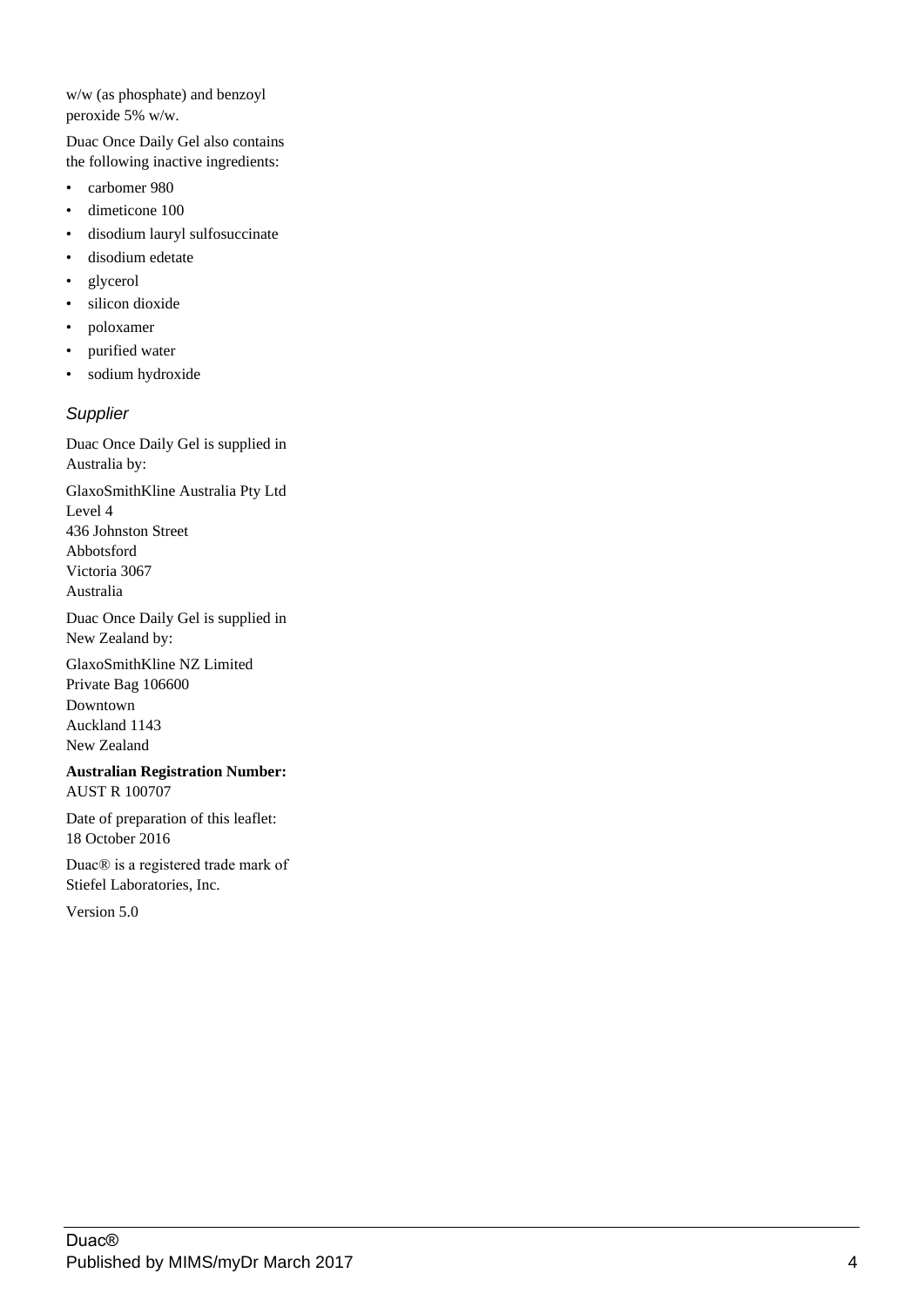w/w (as phosphate) and benzoyl peroxide 5% w/w.

Duac Once Daily Gel also contains the following inactive ingredients:

- carbomer 980
- dimeticone 100
- disodium lauryl sulfosuccinate
- disodium edetate
- glycerol
- silicon dioxide
- poloxamer
- purified water
- sodium hydroxide

### *Supplier*

Duac Once Daily Gel is supplied in Australia by:

GlaxoSmithKline Australia Pty Ltd
Level 4
436 Johnston Street
Abbotsford
Victoria 3067
Australia

Duac Once Daily Gel is supplied in New Zealand by:

GlaxoSmithKline NZ Limited
Private Bag 106600
Downtown
Auckland 1143
New Zealand

**Australian Registration Number:**
AUST R 100707

Date of preparation of this leaflet:
18 October 2016

Duac® is a registered trade mark of Stiefel Laboratories, Inc.

Version 5.0